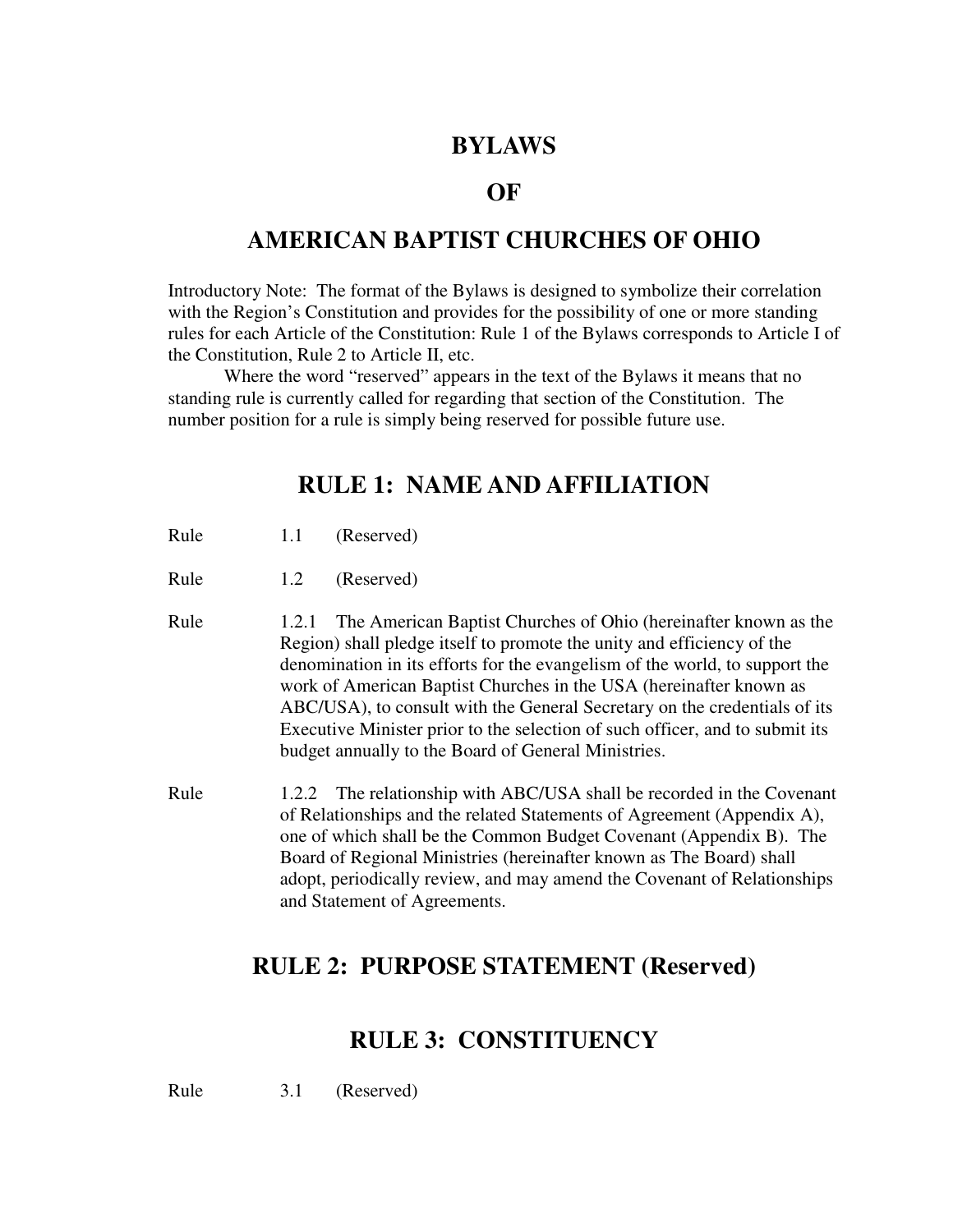# BYLAWS

# OF

# AMERICAN BAPTIST CHURCHES OF OHIO

Introductory Note: The format of the Bylaws is designed to symbolize their correlation with the Region's Constitution and provides for the possibility of one or more standing rules for each Article of the Constitution: Rule 1 of the Bylaws corresponds to Article I of the Constitution, Rule 2 to Article II, etc.

Where the word "reserved" appears in the text of the Bylaws it means that no standing rule is currently called for regarding that section of the Constitution. The number position for a rule is simply being reserved for possible future use.

## RULE 1: NAME AND AFFILIATION

Rule 1.1 (Reserved)

Rule 1.2 (Reserved)

Rule 1.2.1 The American Baptist Churches of Ohio (hereinafter known as the Region) shall pledge itself to promote the unity and efficiency of the denomination in its efforts for the evangelism of the world, to support the work of American Baptist Churches in the USA (hereinafter known as ABC/USA), to consult with the General Secretary on the credentials of its Executive Minister prior to the selection of such officer, and to submit its budget annually to the Board of General Ministries.

Rule 1.2.2 The relationship with ABC/USA shall be recorded in the Covenant of Relationships and the related Statements of Agreement (Appendix A), one of which shall be the Common Budget Covenant (Appendix B). The Board of Regional Ministries (hereinafter known as The Board) shall adopt, periodically review, and may amend the Covenant of Relationships and Statement of Agreements.

## RULE 2: PURPOSE STATEMENT (Reserved)

## RULE 3: CONSTITUENCY

Rule 3.1 (Reserved)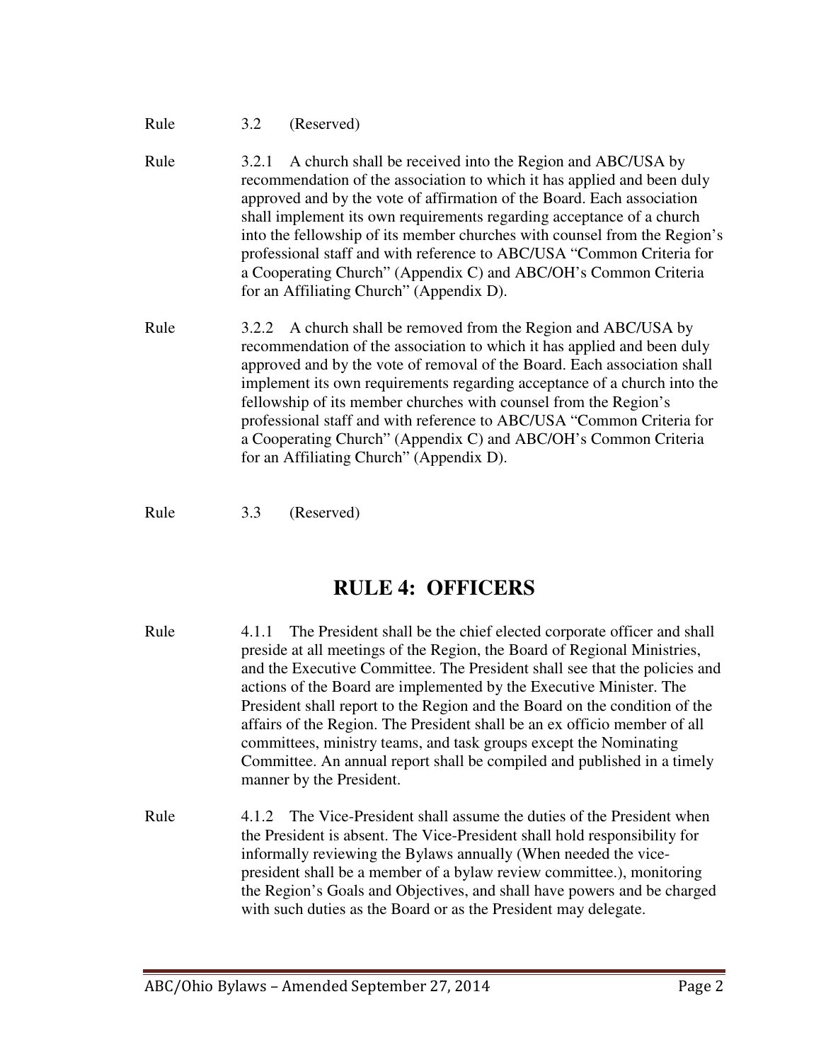Rule 3.2 (Reserved)

Rule 3.2.1 A church shall be received into the Region and ABC/USA by recommendation of the association to which it has applied and been duly approved and by the vote of affirmation of the Board. Each association shall implement its own requirements regarding acceptance of a church into the fellowship of its member churches with counsel from the Region's professional staff and with reference to ABC/USA "Common Criteria for a Cooperating Church" (Appendix C) and ABC/OH's Common Criteria for an Affiliating Church" (Appendix D).

Rule 3.2.2 A church shall be removed from the Region and ABC/USA by recommendation of the association to which it has applied and been duly approved and by the vote of removal of the Board. Each association shall implement its own requirements regarding acceptance of a church into the fellowship of its member churches with counsel from the Region's professional staff and with reference to ABC/USA "Common Criteria for a Cooperating Church" (Appendix C) and ABC/OH's Common Criteria for an Affiliating Church" (Appendix D).

Rule 3.3 (Reserved)

## RULE 4: OFFICERS

Rule 4.1.1 The President shall be the chief elected corporate officer and shall preside at all meetings of the Region, the Board of Regional Ministries, and the Executive Committee. The President shall see that the policies and actions of the Board are implemented by the Executive Minister. The President shall report to the Region and the Board on the condition of the affairs of the Region. The President shall be an ex officio member of all committees, ministry teams, and task groups except the Nominating Committee. An annual report shall be compiled and published in a timely manner by the President.

Rule 4.1.2 The Vice-President shall assume the duties of the President when the President is absent. The Vice-President shall hold responsibility for informally reviewing the Bylaws annually (When needed the vice-president shall be a member of a bylaw review committee.), monitoring the Region's Goals and Objectives, and shall have powers and be charged with such duties as the Board or as the President may delegate.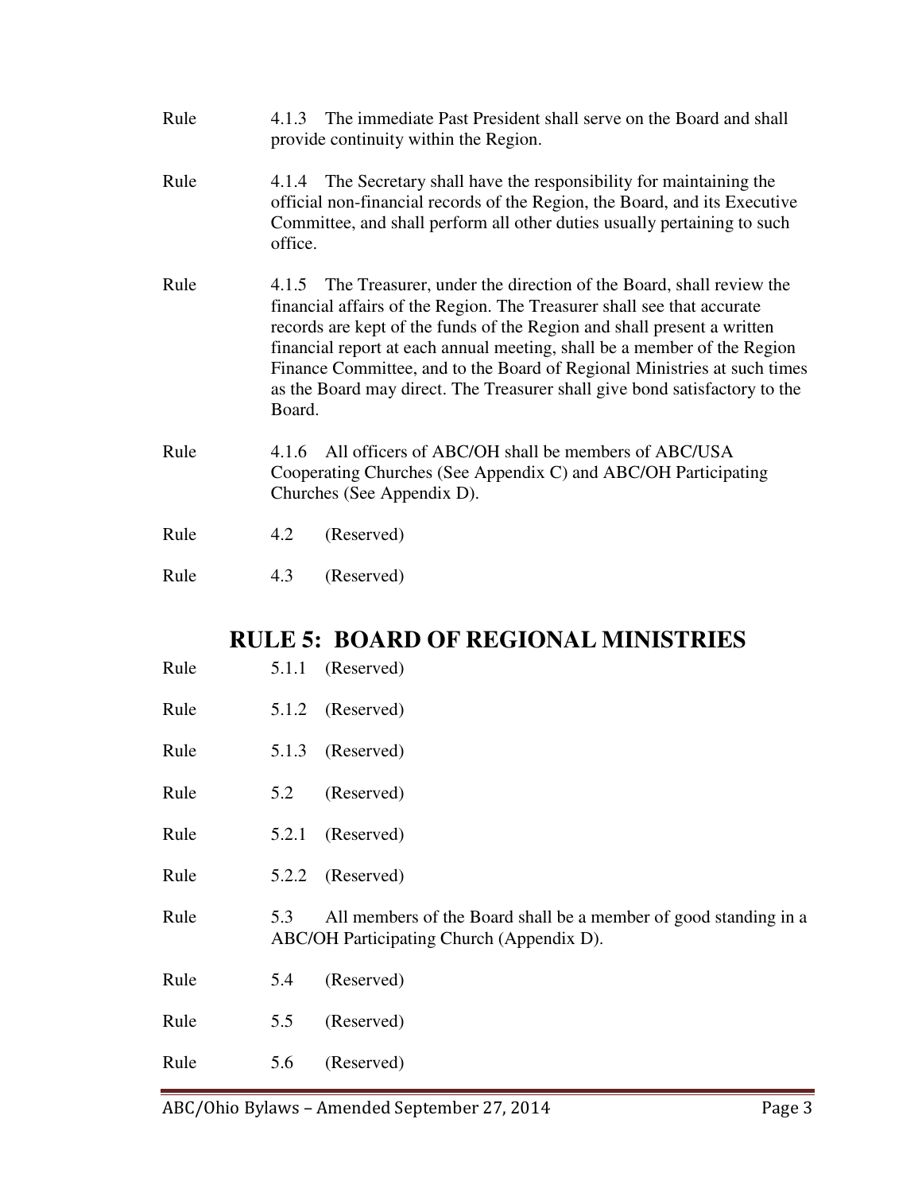Rule 4.1.3 The immediate Past President shall serve on the Board and shall provide continuity within the Region.

Rule 4.1.4 The Secretary shall have the responsibility for maintaining the official non-financial records of the Region, the Board, and its Executive Committee, and shall perform all other duties usually pertaining to such office.

Rule 4.1.5 The Treasurer, under the direction of the Board, shall review the financial affairs of the Region. The Treasurer shall see that accurate records are kept of the funds of the Region and shall present a written financial report at each annual meeting, shall be a member of the Region Finance Committee, and to the Board of Regional Ministries at such times as the Board may direct. The Treasurer shall give bond satisfactory to the Board.

Rule 4.1.6 All officers of ABC/OH shall be members of ABC/USA Cooperating Churches (See Appendix C) and ABC/OH Participating Churches (See Appendix D).

Rule 4.2 (Reserved)

Rule 4.3 (Reserved)

## RULE 5: BOARD OF REGIONAL MINISTRIES

Rule 5.1.1 (Reserved)

Rule 5.1.2 (Reserved)

Rule 5.1.3 (Reserved)

Rule 5.2 (Reserved)

Rule 5.2.1 (Reserved)

Rule 5.2.2 (Reserved)

Rule 5.3 All members of the Board shall be a member of good standing in a ABC/OH Participating Church (Appendix D).

Rule 5.4 (Reserved)

Rule 5.5 (Reserved)

Rule 5.6 (Reserved)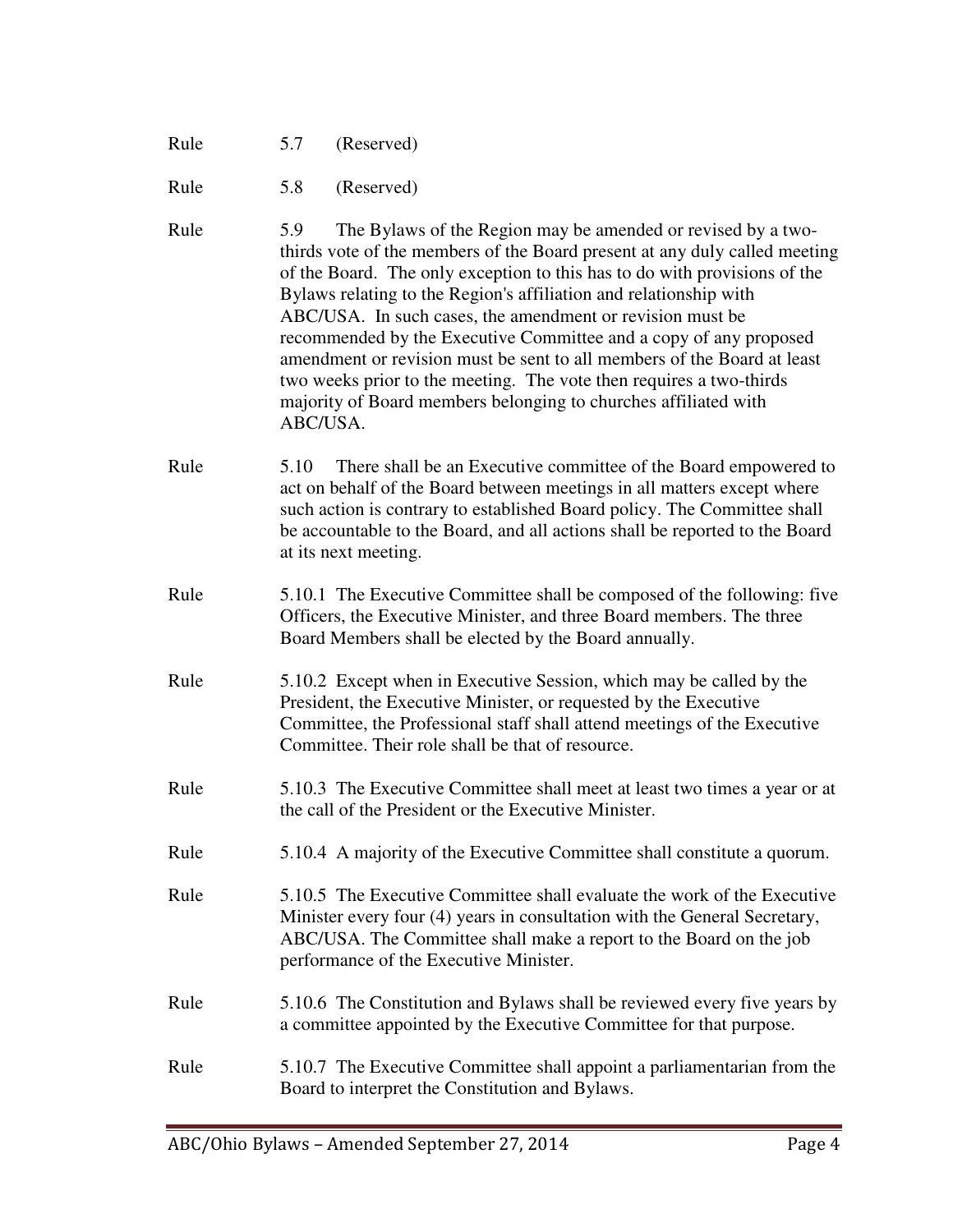Rule 5.7 (Reserved)

Rule 5.8 (Reserved)

Rule 5.9 The Bylaws of the Region may be amended or revised by a two-thirds vote of the members of the Board present at any duly called meeting of the Board. The only exception to this has to do with provisions of the Bylaws relating to the Region's affiliation and relationship with ABC/USA. In such cases, the amendment or revision must be recommended by the Executive Committee and a copy of any proposed amendment or revision must be sent to all members of the Board at least two weeks prior to the meeting. The vote then requires a two-thirds majority of Board members belonging to churches affiliated with ABC/USA.

Rule 5.10 There shall be an Executive committee of the Board empowered to act on behalf of the Board between meetings in all matters except where such action is contrary to established Board policy. The Committee shall be accountable to the Board, and all actions shall be reported to the Board at its next meeting.

Rule 5.10.1 The Executive Committee shall be composed of the following: five Officers, the Executive Minister, and three Board members. The three Board Members shall be elected by the Board annually.

Rule 5.10.2 Except when in Executive Session, which may be called by the President, the Executive Minister, or requested by the Executive Committee, the Professional staff shall attend meetings of the Executive Committee. Their role shall be that of resource.

Rule 5.10.3 The Executive Committee shall meet at least two times a year or at the call of the President or the Executive Minister.

Rule 5.10.4 A majority of the Executive Committee shall constitute a quorum.

Rule 5.10.5 The Executive Committee shall evaluate the work of the Executive Minister every four (4) years in consultation with the General Secretary, ABC/USA. The Committee shall make a report to the Board on the job performance of the Executive Minister.

Rule 5.10.6 The Constitution and Bylaws shall be reviewed every five years by a committee appointed by the Executive Committee for that purpose.

Rule 5.10.7 The Executive Committee shall appoint a parliamentarian from the Board to interpret the Constitution and Bylaws.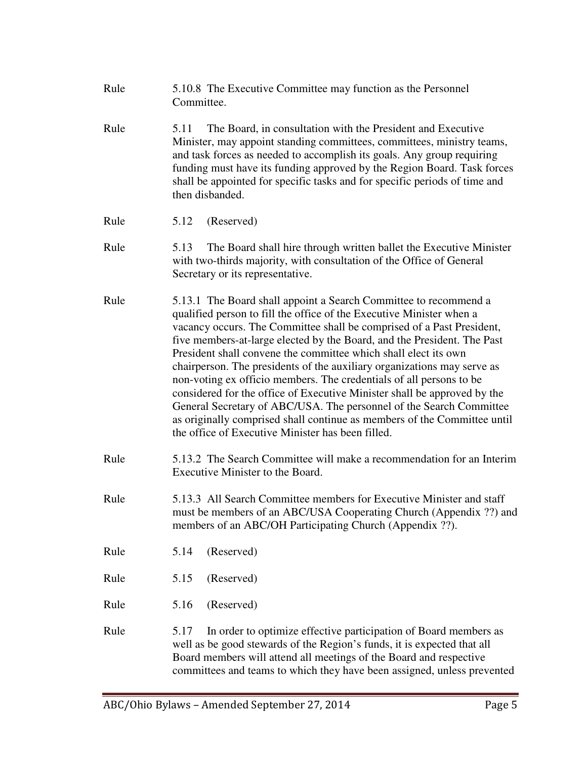Rule 5.10.8 The Executive Committee may function as the Personnel Committee.

Rule 5.11 The Board, in consultation with the President and Executive Minister, may appoint standing committees, committees, ministry teams, and task forces as needed to accomplish its goals. Any group requiring funding must have its funding approved by the Region Board. Task forces shall be appointed for specific tasks and for specific periods of time and then disbanded.

Rule 5.12 (Reserved)

Rule 5.13 The Board shall hire through written ballet the Executive Minister with two-thirds majority, with consultation of the Office of General Secretary or its representative.

Rule 5.13.1 The Board shall appoint a Search Committee to recommend a qualified person to fill the office of the Executive Minister when a vacancy occurs. The Committee shall be comprised of a Past President, five members-at-large elected by the Board, and the President. The Past President shall convene the committee which shall elect its own chairperson. The presidents of the auxiliary organizations may serve as non-voting ex officio members. The credentials of all persons to be considered for the office of Executive Minister shall be approved by the General Secretary of ABC/USA. The personnel of the Search Committee as originally comprised shall continue as members of the Committee until the office of Executive Minister has been filled.

Rule 5.13.2 The Search Committee will make a recommendation for an Interim Executive Minister to the Board.

Rule 5.13.3 All Search Committee members for Executive Minister and staff must be members of an ABC/USA Cooperating Church (Appendix ??) and members of an ABC/OH Participating Church (Appendix ??).

Rule 5.14 (Reserved)

Rule 5.15 (Reserved)

Rule 5.16 (Reserved)

Rule 5.17 In order to optimize effective participation of Board members as well as be good stewards of the Region's funds, it is expected that all Board members will attend all meetings of the Board and respective committees and teams to which they have been assigned, unless prevented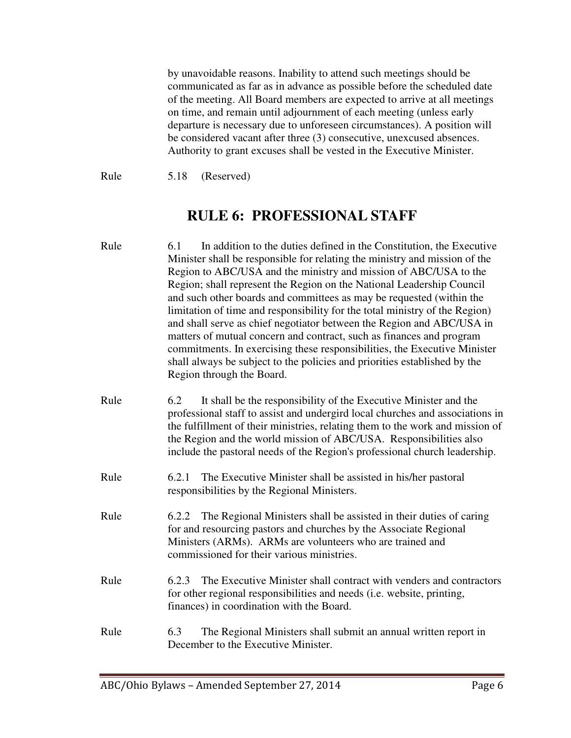by unavoidable reasons. Inability to attend such meetings should be communicated as far as in advance as possible before the scheduled date of the meeting. All Board members are expected to arrive at all meetings on time, and remain until adjournment of each meeting (unless early departure is necessary due to unforeseen circumstances). A position will be considered vacant after three (3) consecutive, unexcused absences. Authority to grant excuses shall be vested in the Executive Minister.

Rule 5.18 (Reserved)

## RULE 6: PROFESSIONAL STAFF

Rule 6.1 In addition to the duties defined in the Constitution, the Executive Minister shall be responsible for relating the ministry and mission of the Region to ABC/USA and the ministry and mission of ABC/USA to the Region; shall represent the Region on the National Leadership Council and such other boards and committees as may be requested (within the limitation of time and responsibility for the total ministry of the Region) and shall serve as chief negotiator between the Region and ABC/USA in matters of mutual concern and contract, such as finances and program commitments. In exercising these responsibilities, the Executive Minister shall always be subject to the policies and priorities established by the Region through the Board.

Rule 6.2 It shall be the responsibility of the Executive Minister and the professional staff to assist and undergird local churches and associations in the fulfillment of their ministries, relating them to the work and mission of the Region and the world mission of ABC/USA. Responsibilities also include the pastoral needs of the Region's professional church leadership.

Rule 6.2.1 The Executive Minister shall be assisted in his/her pastoral responsibilities by the Regional Ministers.

Rule 6.2.2 The Regional Ministers shall be assisted in their duties of caring for and resourcing pastors and churches by the Associate Regional Ministers (ARMs). ARMs are volunteers who are trained and commissioned for their various ministries.

Rule 6.2.3 The Executive Minister shall contract with venders and contractors for other regional responsibilities and needs (i.e. website, printing, finances) in coordination with the Board.

Rule 6.3 The Regional Ministers shall submit an annual written report in December to the Executive Minister.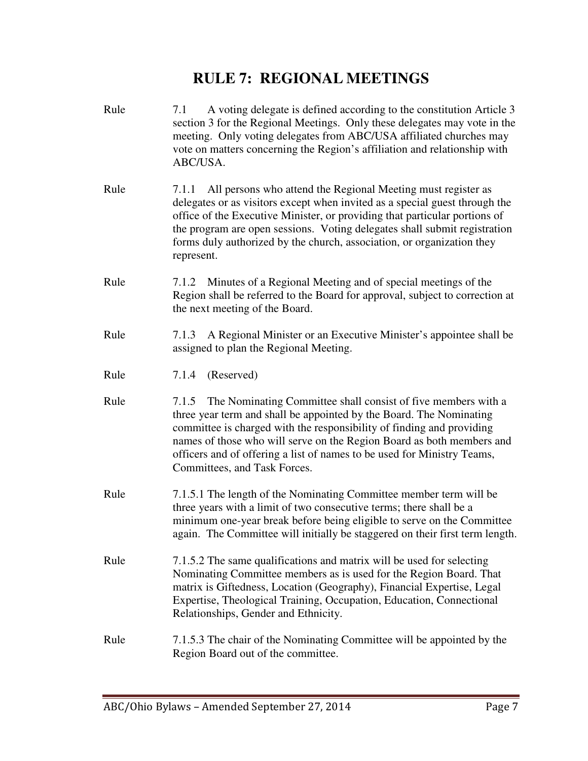# RULE 7: REGIONAL MEETINGS

Rule 7.1 A voting delegate is defined according to the constitution Article 3 section 3 for the Regional Meetings. Only these delegates may vote in the meeting. Only voting delegates from ABC/USA affiliated churches may vote on matters concerning the Region's affiliation and relationship with ABC/USA.

Rule 7.1.1 All persons who attend the Regional Meeting must register as delegates or as visitors except when invited as a special guest through the office of the Executive Minister, or providing that particular portions of the program are open sessions. Voting delegates shall submit registration forms duly authorized by the church, association, or organization they represent.

Rule 7.1.2 Minutes of a Regional Meeting and of special meetings of the Region shall be referred to the Board for approval, subject to correction at the next meeting of the Board.

Rule 7.1.3 A Regional Minister or an Executive Minister's appointee shall be assigned to plan the Regional Meeting.

Rule 7.1.4 (Reserved)

Rule 7.1.5 The Nominating Committee shall consist of five members with a three year term and shall be appointed by the Board. The Nominating committee is charged with the responsibility of finding and providing names of those who will serve on the Region Board as both members and officers and of offering a list of names to be used for Ministry Teams, Committees, and Task Forces.

Rule 7.1.5.1 The length of the Nominating Committee member term will be three years with a limit of two consecutive terms; there shall be a minimum one-year break before being eligible to serve on the Committee again. The Committee will initially be staggered on their first term length.

Rule 7.1.5.2 The same qualifications and matrix will be used for selecting Nominating Committee members as is used for the Region Board. That matrix is Giftedness, Location (Geography), Financial Expertise, Legal Expertise, Theological Training, Occupation, Education, Connectional Relationships, Gender and Ethnicity.

Rule 7.1.5.3 The chair of the Nominating Committee will be appointed by the Region Board out of the committee.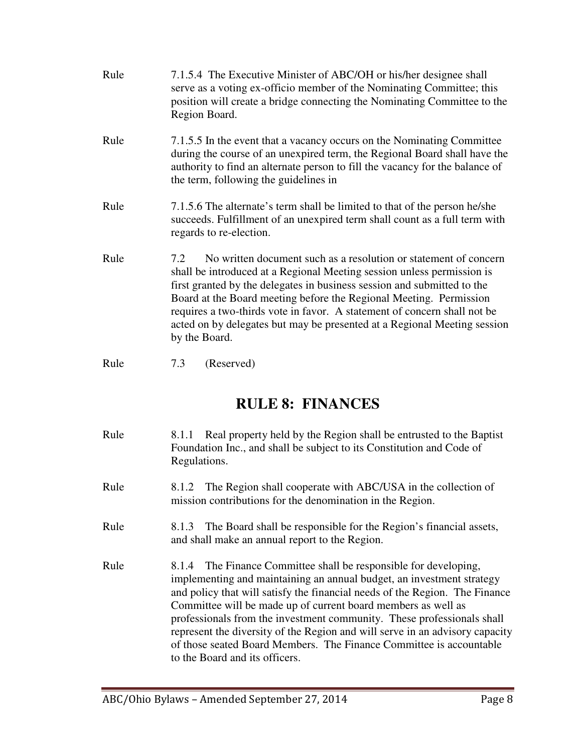Rule 7.1.5.4 The Executive Minister of ABC/OH or his/her designee shall serve as a voting ex-officio member of the Nominating Committee; this position will create a bridge connecting the Nominating Committee to the Region Board.

Rule 7.1.5.5 In the event that a vacancy occurs on the Nominating Committee during the course of an unexpired term, the Regional Board shall have the authority to find an alternate person to fill the vacancy for the balance of the term, following the guidelines in

Rule 7.1.5.6 The alternate's term shall be limited to that of the person he/she succeeds. Fulfillment of an unexpired term shall count as a full term with regards to re-election.

Rule 7.2 No written document such as a resolution or statement of concern shall be introduced at a Regional Meeting session unless permission is first granted by the delegates in business session and submitted to the Board at the Board meeting before the Regional Meeting. Permission requires a two-thirds vote in favor. A statement of concern shall not be acted on by delegates but may be presented at a Regional Meeting session by the Board.

Rule 7.3 (Reserved)

## RULE 8: FINANCES

Rule 8.1.1 Real property held by the Region shall be entrusted to the Baptist Foundation Inc., and shall be subject to its Constitution and Code of Regulations.

Rule 8.1.2 The Region shall cooperate with ABC/USA in the collection of mission contributions for the denomination in the Region.

Rule 8.1.3 The Board shall be responsible for the Region's financial assets, and shall make an annual report to the Region.

Rule 8.1.4 The Finance Committee shall be responsible for developing, implementing and maintaining an annual budget, an investment strategy and policy that will satisfy the financial needs of the Region. The Finance Committee will be made up of current board members as well as professionals from the investment community. These professionals shall represent the diversity of the Region and will serve in an advisory capacity of those seated Board Members. The Finance Committee is accountable to the Board and its officers.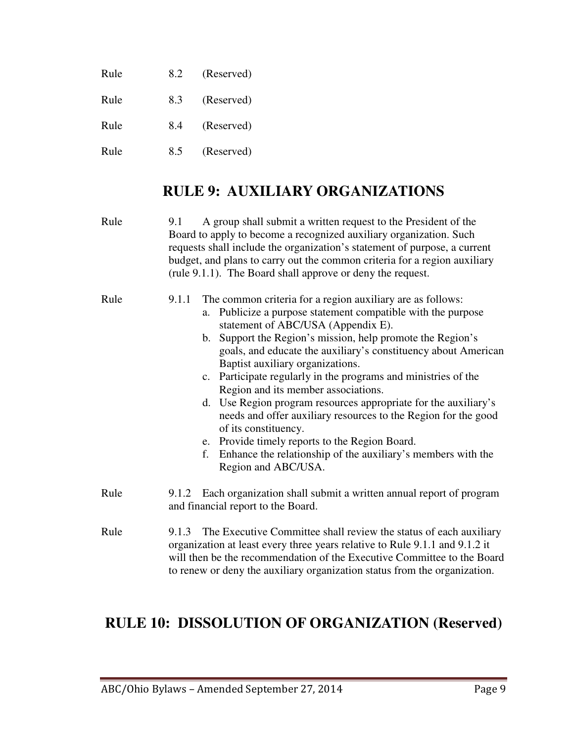Rule 8.2 (Reserved)

Rule 8.3 (Reserved)

Rule 8.4 (Reserved)

Rule 8.5 (Reserved)

## RULE 9: AUXILIARY ORGANIZATIONS

Rule 9.1 A group shall submit a written request to the President of the Board to apply to become a recognized auxiliary organization. Such requests shall include the organization's statement of purpose, a current budget, and plans to carry out the common criteria for a region auxiliary (rule 9.1.1). The Board shall approve or deny the request.

Rule 9.1.1 The common criteria for a region auxiliary are as follows:

a. Publicize a purpose statement compatible with the purpose statement of ABC/USA (Appendix E).
b. Support the Region's mission, help promote the Region's goals, and educate the auxiliary's constituency about American Baptist auxiliary organizations.
c. Participate regularly in the programs and ministries of the Region and its member associations.
d. Use Region program resources appropriate for the auxiliary's needs and offer auxiliary resources to the Region for the good of its constituency.
e. Provide timely reports to the Region Board.
f. Enhance the relationship of the auxiliary's members with the Region and ABC/USA.

Rule 9.1.2 Each organization shall submit a written annual report of program and financial report to the Board.

Rule 9.1.3 The Executive Committee shall review the status of each auxiliary organization at least every three years relative to Rule 9.1.1 and 9.1.2 it will then be the recommendation of the Executive Committee to the Board to renew or deny the auxiliary organization status from the organization.

## RULE 10: DISSOLUTION OF ORGANIZATION (Reserved)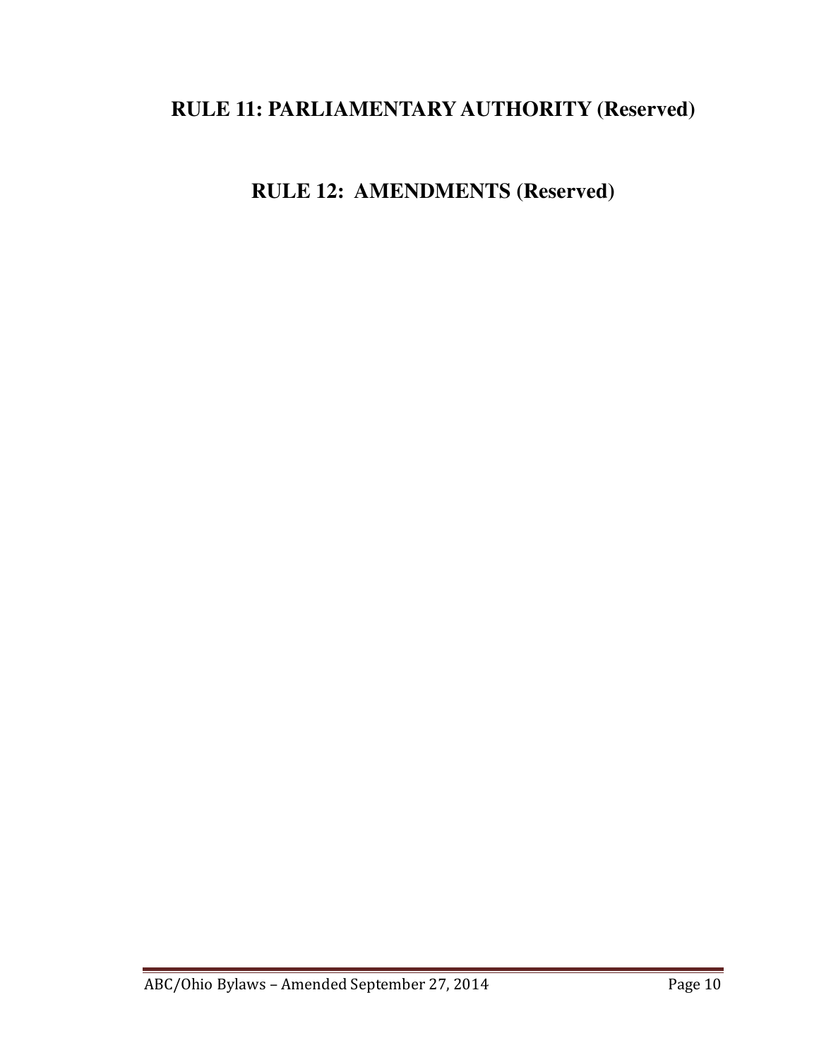## RULE 11: PARLIAMENTARY AUTHORITY (Reserved)

## RULE 12: AMENDMENTS (Reserved)